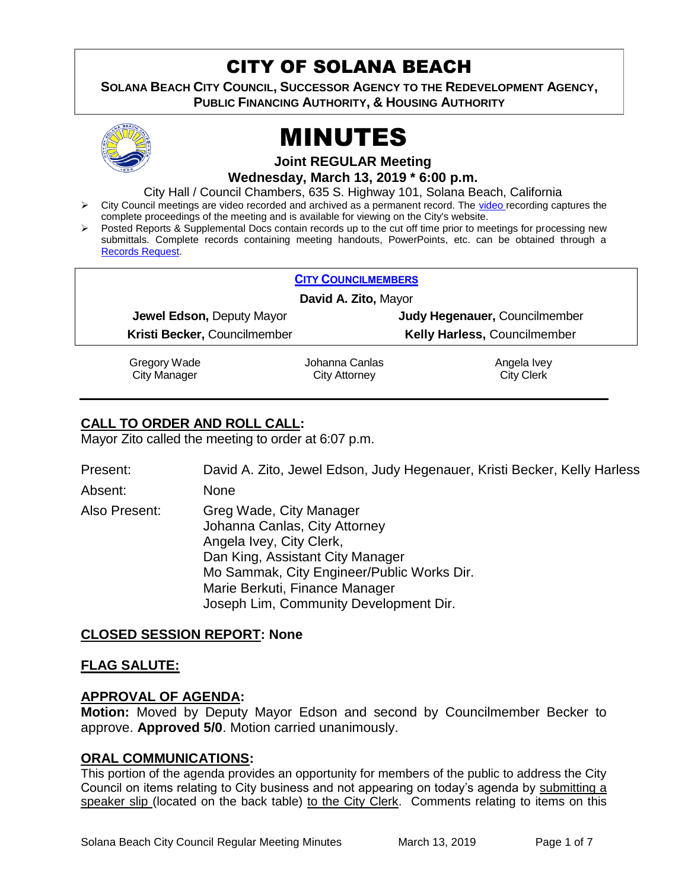# CITY OF SOLANA BEACH

**SOLANA BEACH CITY COUNCIL, SUCCESSOR AGENCY TO THE REDEVELOPMENT AGENCY, PUBLIC FINANCING AUTHORITY, & HOUSING AUTHORITY**

# MINUTES

**Joint REGULAR Meeting**

**Wednesday, March 13, 2019 * 6:00 p.m.**

City Hall / Council Chambers, 635 S. Highway 101, Solana Beach, California

- City Council meetings are video recorded and archived as a permanent record. The video recording captures the complete proceedings of the meeting and is available for viewing on the City's website.
- Posted Reports & Supplemental Docs contain records up to the cut off time prior to meetings for processing new submittals. Complete records containing meeting handouts, PowerPoints, etc. can be obtained through a Records Request.

**CITY COUNCILMEMBERS**

**David A. Zito,** Mayor

| | |
|---|---|
| **Jewel Edson,** Deputy Mayor | **Judy Hegenauer,** Councilmember |
| **Kristi Becker,** Councilmember | **Kelly Harless,** Councilmember |

| | | |
|---|---|---|
| Gregory Wade<br>City Manager | Johanna Canlas<br>City Attorney | Angela Ivey<br>City Clerk |

## CALL TO ORDER AND ROLL CALL:

Mayor Zito called the meeting to order at 6:07 p.m.

| | |
|---|---|
| Present: | David A. Zito, Jewel Edson, Judy Hegenauer, Kristi Becker, Kelly Harless |
| Absent: | None |
| Also Present: | Greg Wade, City Manager<br>Johanna Canlas, City Attorney<br>Angela Ivey, City Clerk,<br>Dan King, Assistant City Manager<br>Mo Sammak, City Engineer/Public Works Dir.<br>Marie Berkuti, Finance Manager<br>Joseph Lim, Community Development Dir. |

## CLOSED SESSION REPORT: None

## FLAG SALUTE:

## APPROVAL OF AGENDA:

**Motion:** Moved by Deputy Mayor Edson and second by Councilmember Becker to approve. **Approved 5/0**. Motion carried unanimously.

## ORAL COMMUNICATIONS:

This portion of the agenda provides an opportunity for members of the public to address the City Council on items relating to City business and not appearing on today's agenda by submitting a speaker slip (located on the back table) to the City Clerk. Comments relating to items on this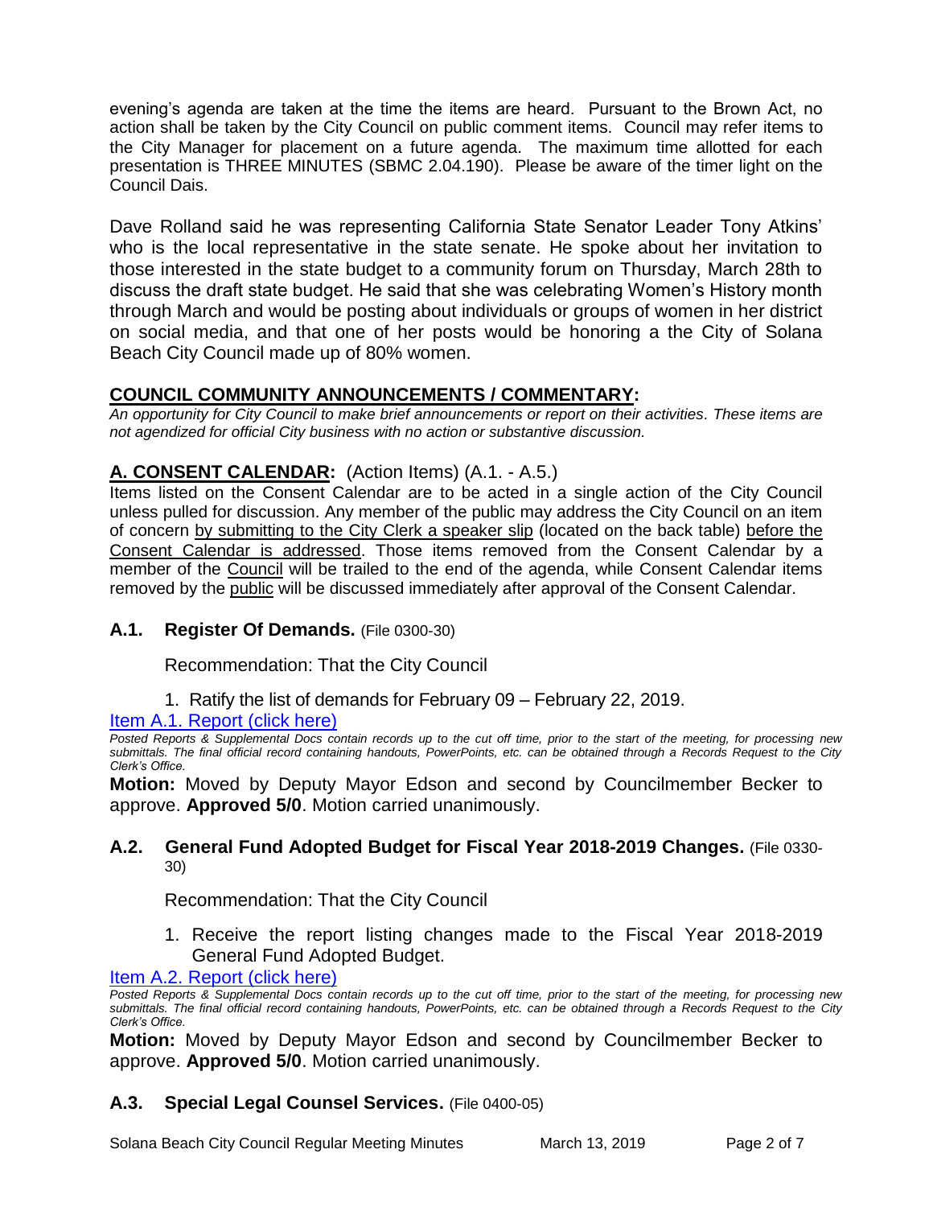evening's agenda are taken at the time the items are heard. Pursuant to the Brown Act, no action shall be taken by the City Council on public comment items. Council may refer items to the City Manager for placement on a future agenda. The maximum time allotted for each presentation is THREE MINUTES (SBMC 2.04.190). Please be aware of the timer light on the Council Dais.

Dave Rolland said he was representing California State Senator Leader Tony Atkins' who is the local representative in the state senate. He spoke about her invitation to those interested in the state budget to a community forum on Thursday, March 28th to discuss the draft state budget. He said that she was celebrating Women's History month through March and would be posting about individuals or groups of women in her district on social media, and that one of her posts would be honoring a the City of Solana Beach City Council made up of 80% women.

## COUNCIL COMMUNITY ANNOUNCEMENTS / COMMENTARY:

*An opportunity for City Council to make brief announcements or report on their activities. These items are not agendized for official City business with no action or substantive discussion.*

## A. CONSENT CALENDAR: (Action Items) (A.1. - A.5.)

Items listed on the Consent Calendar are to be acted in a single action of the City Council unless pulled for discussion. Any member of the public may address the City Council on an item of concern by submitting to the City Clerk a speaker slip (located on the back table) before the Consent Calendar is addressed. Those items removed from the Consent Calendar by a member of the Council will be trailed to the end of the agenda, while Consent Calendar items removed by the public will be discussed immediately after approval of the Consent Calendar.

### A.1. Register Of Demands. (File 0300-30)

Recommendation: That the City Council

1. Ratify the list of demands for February 09 – February 22, 2019.

Item A.1. Report (click here)

*Posted Reports & Supplemental Docs contain records up to the cut off time, prior to the start of the meeting, for processing new submittals. The final official record containing handouts, PowerPoints, etc. can be obtained through a Records Request to the City Clerk's Office.*

**Motion:** Moved by Deputy Mayor Edson and second by Councilmember Becker to approve. **Approved 5/0**. Motion carried unanimously.

### A.2. General Fund Adopted Budget for Fiscal Year 2018-2019 Changes. (File 0330-30)

Recommendation: That the City Council

1. Receive the report listing changes made to the Fiscal Year 2018-2019 General Fund Adopted Budget.

Item A.2. Report (click here)

*Posted Reports & Supplemental Docs contain records up to the cut off time, prior to the start of the meeting, for processing new submittals. The final official record containing handouts, PowerPoints, etc. can be obtained through a Records Request to the City Clerk's Office.*

**Motion:** Moved by Deputy Mayor Edson and second by Councilmember Becker to approve. **Approved 5/0**. Motion carried unanimously.

### A.3. Special Legal Counsel Services. (File 0400-05)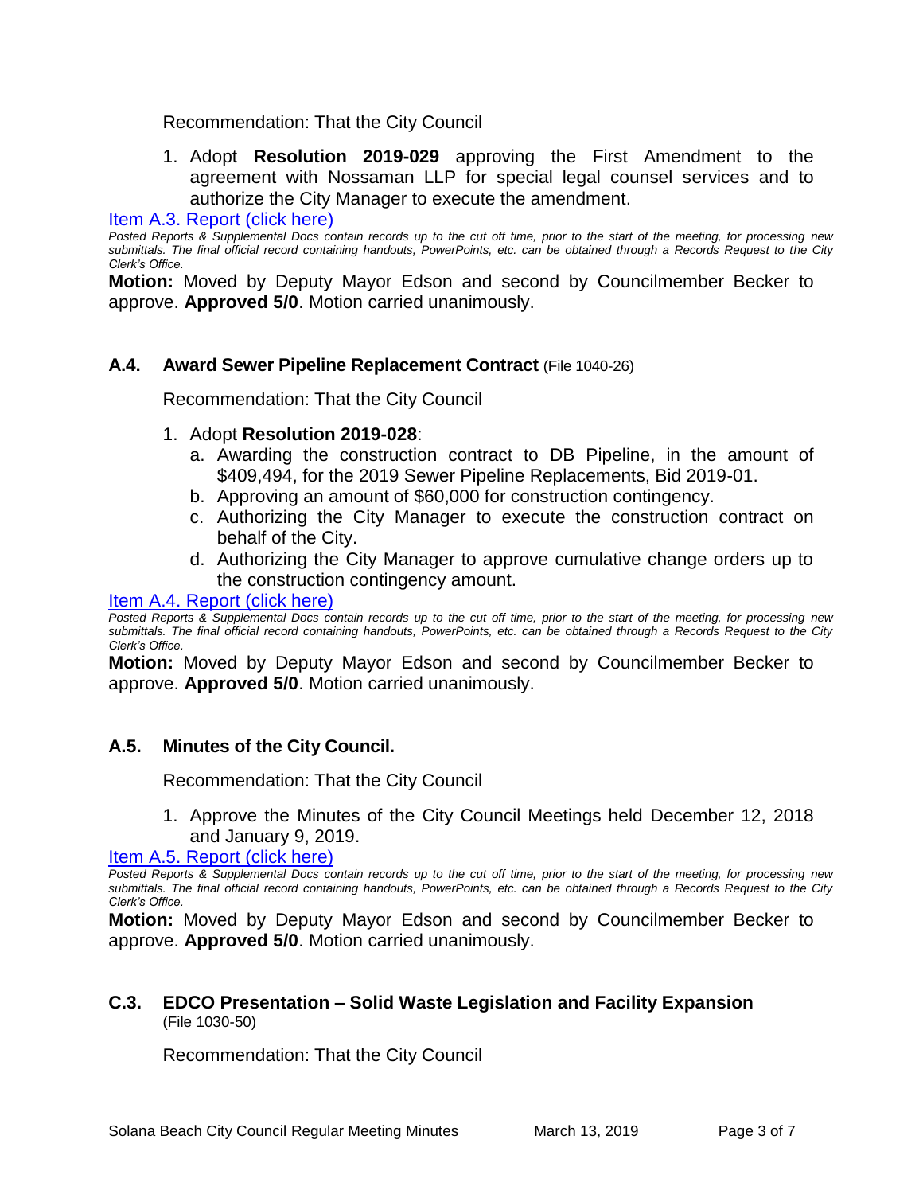Recommendation: That the City Council

1. Adopt **Resolution 2019-029** approving the First Amendment to the agreement with Nossaman LLP for special legal counsel services and to authorize the City Manager to execute the amendment.

Item A.3. Report (click here)

*Posted Reports & Supplemental Docs contain records up to the cut off time, prior to the start of the meeting, for processing new submittals. The final official record containing handouts, PowerPoints, etc. can be obtained through a Records Request to the City Clerk's Office.*

**Motion:** Moved by Deputy Mayor Edson and second by Councilmember Becker to approve. **Approved 5/0**. Motion carried unanimously.

### A.4. Award Sewer Pipeline Replacement Contract (File 1040-26)

Recommendation: That the City Council

1. Adopt **Resolution 2019-028**:
   a. Awarding the construction contract to DB Pipeline, in the amount of $409,494, for the 2019 Sewer Pipeline Replacements, Bid 2019-01.
   b. Approving an amount of $60,000 for construction contingency.
   c. Authorizing the City Manager to execute the construction contract on behalf of the City.
   d. Authorizing the City Manager to approve cumulative change orders up to the construction contingency amount.

Item A.4. Report (click here)

*Posted Reports & Supplemental Docs contain records up to the cut off time, prior to the start of the meeting, for processing new submittals. The final official record containing handouts, PowerPoints, etc. can be obtained through a Records Request to the City Clerk's Office.*

**Motion:** Moved by Deputy Mayor Edson and second by Councilmember Becker to approve. **Approved 5/0**. Motion carried unanimously.

### A.5. Minutes of the City Council.

Recommendation: That the City Council

1. Approve the Minutes of the City Council Meetings held December 12, 2018 and January 9, 2019.

Item A.5. Report (click here)

*Posted Reports & Supplemental Docs contain records up to the cut off time, prior to the start of the meeting, for processing new submittals. The final official record containing handouts, PowerPoints, etc. can be obtained through a Records Request to the City Clerk's Office.*

**Motion:** Moved by Deputy Mayor Edson and second by Councilmember Becker to approve. **Approved 5/0**. Motion carried unanimously.

### C.3. EDCO Presentation – Solid Waste Legislation and Facility Expansion
(File 1030-50)

Recommendation: That the City Council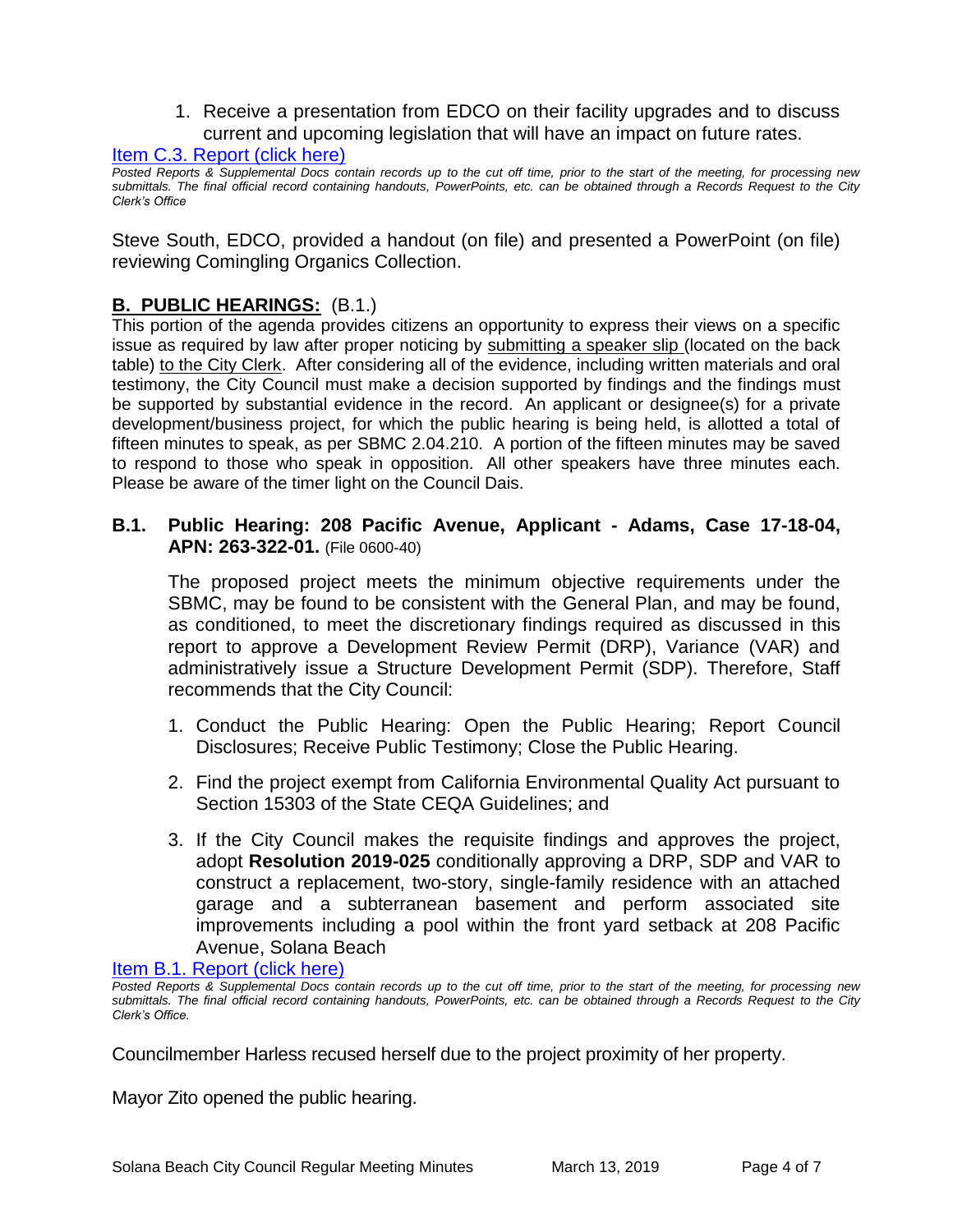1. Receive a presentation from EDCO on their facility upgrades and to discuss current and upcoming legislation that will have an impact on future rates.

[Item C.3. Report (click here)](#)

*Posted Reports & Supplemental Docs contain records up to the cut off time, prior to the start of the meeting, for processing new submittals. The final official record containing handouts, PowerPoints, etc. can be obtained through a Records Request to the City Clerk's Office*

Steve South, EDCO, provided a handout (on file) and presented a PowerPoint (on file) reviewing Comingling Organics Collection.

## **B. PUBLIC HEARINGS:** (B.1.)

This portion of the agenda provides citizens an opportunity to express their views on a specific issue as required by law after proper noticing by submitting a speaker slip (located on the back table) to the City Clerk. After considering all of the evidence, including written materials and oral testimony, the City Council must make a decision supported by findings and the findings must be supported by substantial evidence in the record. An applicant or designee(s) for a private development/business project, for which the public hearing is being held, is allotted a total of fifteen minutes to speak, as per SBMC 2.04.210. A portion of the fifteen minutes may be saved to respond to those who speak in opposition. All other speakers have three minutes each. Please be aware of the timer light on the Council Dais.

### **B.1. Public Hearing: 208 Pacific Avenue, Applicant - Adams, Case 17-18-04, APN: 263-322-01.** (File 0600-40)

The proposed project meets the minimum objective requirements under the SBMC, may be found to be consistent with the General Plan, and may be found, as conditioned, to meet the discretionary findings required as discussed in this report to approve a Development Review Permit (DRP), Variance (VAR) and administratively issue a Structure Development Permit (SDP). Therefore, Staff recommends that the City Council:

1. Conduct the Public Hearing: Open the Public Hearing; Report Council Disclosures; Receive Public Testimony; Close the Public Hearing.
2. Find the project exempt from California Environmental Quality Act pursuant to Section 15303 of the State CEQA Guidelines; and
3. If the City Council makes the requisite findings and approves the project, adopt **Resolution 2019-025** conditionally approving a DRP, SDP and VAR to construct a replacement, two-story, single-family residence with an attached garage and a subterranean basement and perform associated site improvements including a pool within the front yard setback at 208 Pacific Avenue, Solana Beach

[Item B.1. Report (click here)](#)

*Posted Reports & Supplemental Docs contain records up to the cut off time, prior to the start of the meeting, for processing new submittals. The final official record containing handouts, PowerPoints, etc. can be obtained through a Records Request to the City Clerk's Office.*

Councilmember Harless recused herself due to the project proximity of her property.

Mayor Zito opened the public hearing.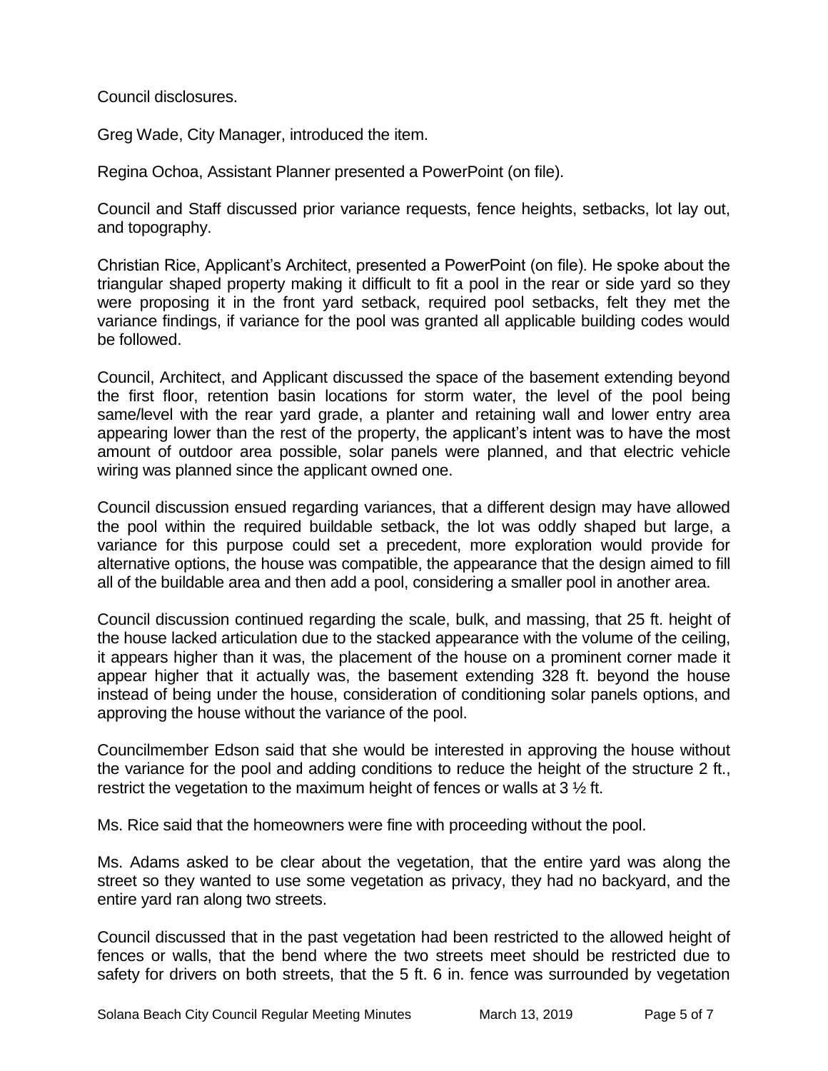Council disclosures.

Greg Wade, City Manager, introduced the item.

Regina Ochoa, Assistant Planner presented a PowerPoint (on file).

Council and Staff discussed prior variance requests, fence heights, setbacks, lot lay out, and topography.

Christian Rice, Applicant's Architect, presented a PowerPoint (on file). He spoke about the triangular shaped property making it difficult to fit a pool in the rear or side yard so they were proposing it in the front yard setback, required pool setbacks, felt they met the variance findings, if variance for the pool was granted all applicable building codes would be followed.

Council, Architect, and Applicant discussed the space of the basement extending beyond the first floor, retention basin locations for storm water, the level of the pool being same/level with the rear yard grade, a planter and retaining wall and lower entry area appearing lower than the rest of the property, the applicant's intent was to have the most amount of outdoor area possible, solar panels were planned, and that electric vehicle wiring was planned since the applicant owned one.

Council discussion ensued regarding variances, that a different design may have allowed the pool within the required buildable setback, the lot was oddly shaped but large, a variance for this purpose could set a precedent, more exploration would provide for alternative options, the house was compatible, the appearance that the design aimed to fill all of the buildable area and then add a pool, considering a smaller pool in another area.

Council discussion continued regarding the scale, bulk, and massing, that 25 ft. height of the house lacked articulation due to the stacked appearance with the volume of the ceiling, it appears higher than it was, the placement of the house on a prominent corner made it appear higher that it actually was, the basement extending 328 ft. beyond the house instead of being under the house, consideration of conditioning solar panels options, and approving the house without the variance of the pool.

Councilmember Edson said that she would be interested in approving the house without the variance for the pool and adding conditions to reduce the height of the structure 2 ft., restrict the vegetation to the maximum height of fences or walls at 3 ½ ft.

Ms. Rice said that the homeowners were fine with proceeding without the pool.

Ms. Adams asked to be clear about the vegetation, that the entire yard was along the street so they wanted to use some vegetation as privacy, they had no backyard, and the entire yard ran along two streets.

Council discussed that in the past vegetation had been restricted to the allowed height of fences or walls, that the bend where the two streets meet should be restricted due to safety for drivers on both streets, that the 5 ft. 6 in. fence was surrounded by vegetation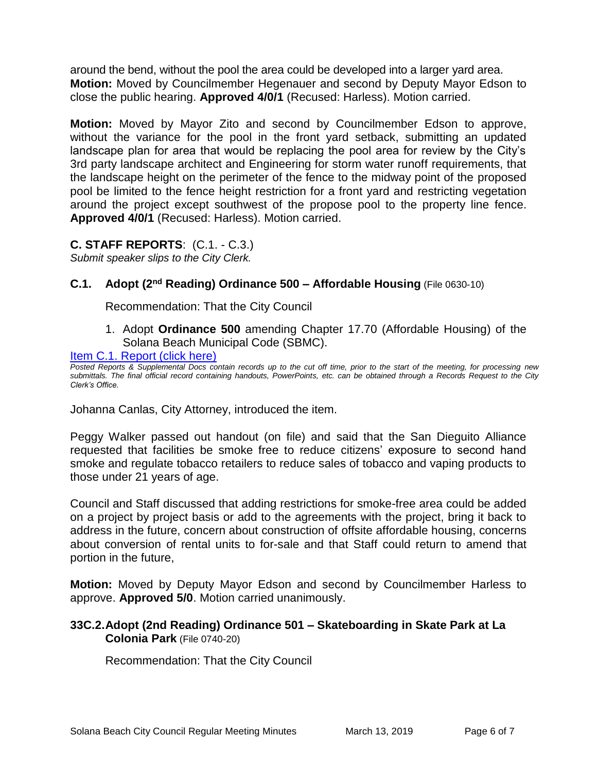around the bend, without the pool the area could be developed into a larger yard area. **Motion:** Moved by Councilmember Hegenauer and second by Deputy Mayor Edson to close the public hearing. **Approved 4/0/1** (Recused: Harless). Motion carried.

**Motion:** Moved by Mayor Zito and second by Councilmember Edson to approve, without the variance for the pool in the front yard setback, submitting an updated landscape plan for area that would be replacing the pool area for review by the City's 3rd party landscape architect and Engineering for storm water runoff requirements, that the landscape height on the perimeter of the fence to the midway point of the proposed pool be limited to the fence height restriction for a front yard and restricting vegetation around the project except southwest of the propose pool to the property line fence. **Approved 4/0/1** (Recused: Harless). Motion carried.

## C. STAFF REPORTS: (C.1. - C.3.)

*Submit speaker slips to the City Clerk.*

### C.1. Adopt (2nd Reading) Ordinance 500 – Affordable Housing (File 0630-10)

Recommendation: That the City Council

1. Adopt **Ordinance 500** amending Chapter 17.70 (Affordable Housing) of the Solana Beach Municipal Code (SBMC).

[Item C.1. Report (click here)]

*Posted Reports & Supplemental Docs contain records up to the cut off time, prior to the start of the meeting, for processing new submittals. The final official record containing handouts, PowerPoints, etc. can be obtained through a Records Request to the City Clerk's Office.*

Johanna Canlas, City Attorney, introduced the item.

Peggy Walker passed out handout (on file) and said that the San Dieguito Alliance requested that facilities be smoke free to reduce citizens' exposure to second hand smoke and regulate tobacco retailers to reduce sales of tobacco and vaping products to those under 21 years of age.

Council and Staff discussed that adding restrictions for smoke-free area could be added on a project by project basis or add to the agreements with the project, bring it back to address in the future, concern about construction of offsite affordable housing, concerns about conversion of rental units to for-sale and that Staff could return to amend that portion in the future,

**Motion:** Moved by Deputy Mayor Edson and second by Councilmember Harless to approve. **Approved 5/0**. Motion carried unanimously.

### 33C.2. Adopt (2nd Reading) Ordinance 501 – Skateboarding in Skate Park at La Colonia Park (File 0740-20)

Recommendation: That the City Council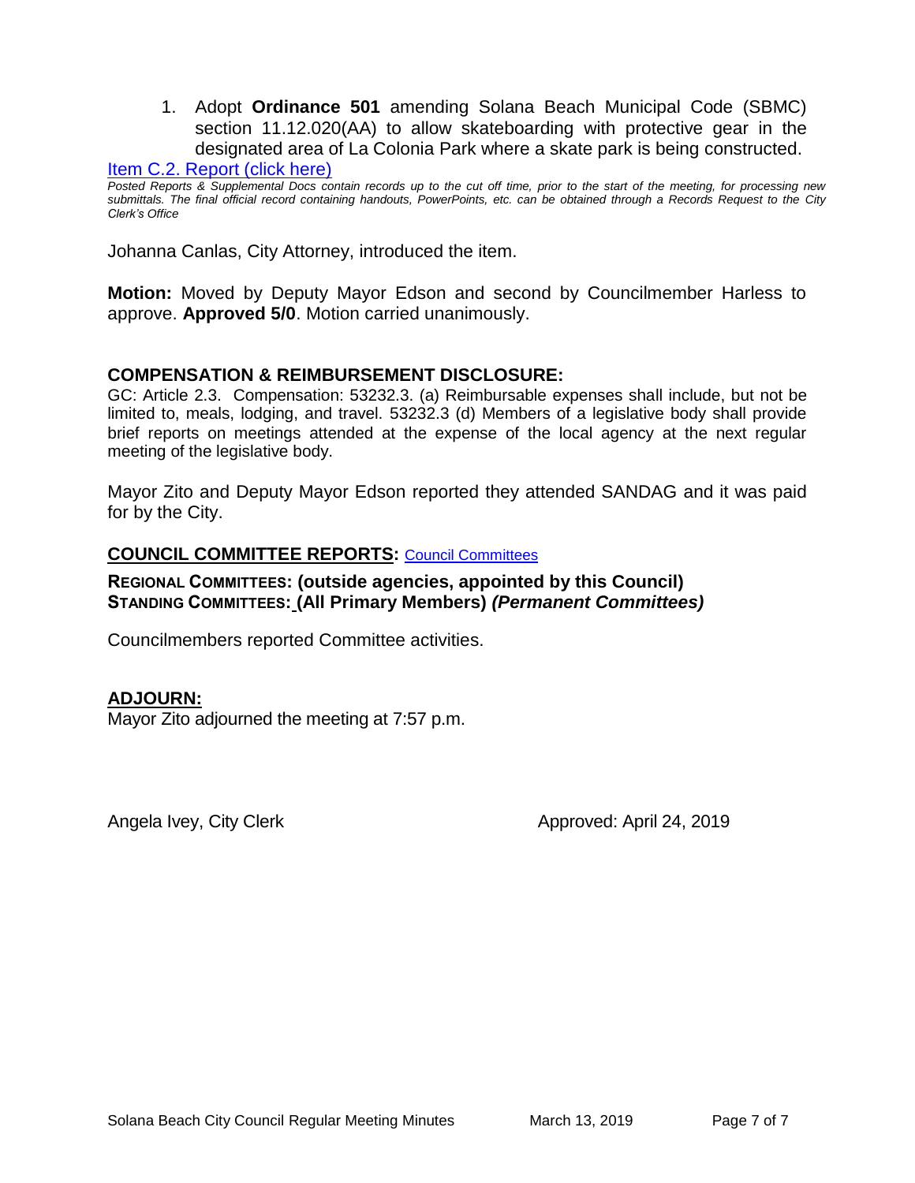1. Adopt **Ordinance 501** amending Solana Beach Municipal Code (SBMC) section 11.12.020(AA) to allow skateboarding with protective gear in the designated area of La Colonia Park where a skate park is being constructed.

[Item C.2. Report (click here)]

*Posted Reports & Supplemental Docs contain records up to the cut off time, prior to the start of the meeting, for processing new submittals. The final official record containing handouts, PowerPoints, etc. can be obtained through a Records Request to the City Clerk's Office*

Johanna Canlas, City Attorney, introduced the item.

**Motion:** Moved by Deputy Mayor Edson and second by Councilmember Harless to approve. **Approved 5/0**. Motion carried unanimously.

## COMPENSATION & REIMBURSEMENT DISCLOSURE:

GC: Article 2.3. Compensation: 53232.3. (a) Reimbursable expenses shall include, but not be limited to, meals, lodging, and travel. 53232.3 (d) Members of a legislative body shall provide brief reports on meetings attended at the expense of the local agency at the next regular meeting of the legislative body.

Mayor Zito and Deputy Mayor Edson reported they attended SANDAG and it was paid for by the City.

## COUNCIL COMMITTEE REPORTS: [Council Committees]

**REGIONAL COMMITTEES: (outside agencies, appointed by this Council)**
**STANDING COMMITTEES: (All Primary Members) *(Permanent Committees)***

Councilmembers reported Committee activities.

## ADJOURN:

Mayor Zito adjourned the meeting at 7:57 p.m.

Angela Ivey, City Clerk

Approved: April 24, 2019